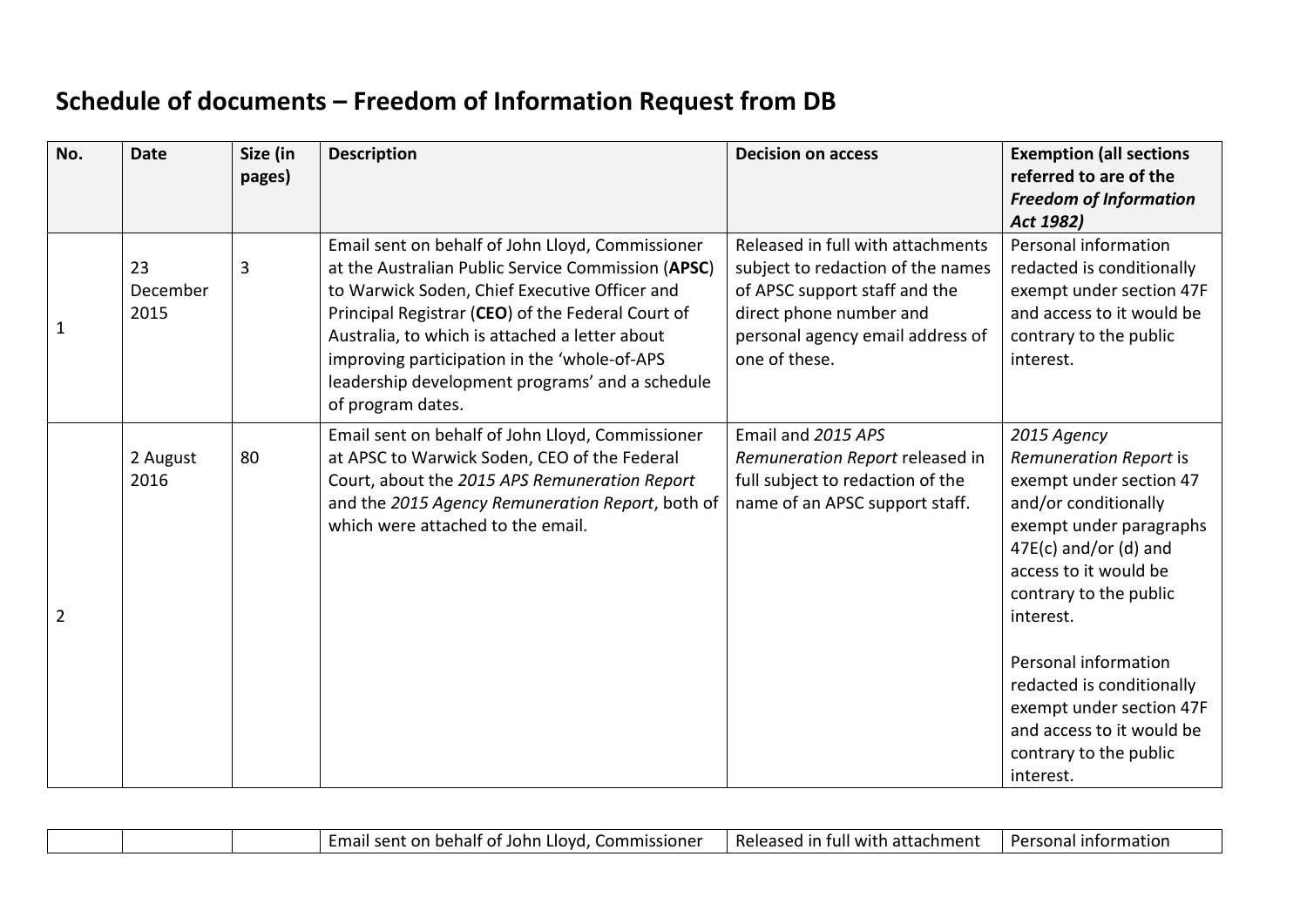# Schedule of documents – Freedom of Information Request from DB

| No. | Date | Size (in pages) | Description | Decision on access | Exemption (all sections referred to are of the *Freedom of Information Act 1982)* |
|---|---|---|---|---|---|
| 1 | 23 December 2015 | 3 | Email sent on behalf of John Lloyd, Commissioner at the Australian Public Service Commission (**APSC**) to Warwick Soden, Chief Executive Officer and Principal Registrar (**CEO**) of the Federal Court of Australia, to which is attached a letter about improving participation in the 'whole-of-APS leadership development programs' and a schedule of program dates. | Released in full with attachments subject to redaction of the names of APSC support staff and the direct phone number and personal agency email address of one of these. | Personal information redacted is conditionally exempt under section 47F and access to it would be contrary to the public interest. |
| 2 | 2 August 2016 | 80 | Email sent on behalf of John Lloyd, Commissioner at APSC to Warwick Soden, CEO of the Federal Court, about the *2015 APS Remuneration Report* and the *2015 Agency Remuneration Report*, both of which were attached to the email. | Email and *2015 APS Remuneration Report* released in full subject to redaction of the name of an APSC support staff. | *2015 Agency Remuneration Report* is exempt under section 47 and/or conditionally exempt under paragraphs 47E(c) and/or (d) and access to it would be contrary to the public interest.<br><br>Personal information redacted is conditionally exempt under section 47F and access to it would be contrary to the public interest. |
| | | | Email sent on behalf of John Lloyd, Commissioner | Released in full with attachment | Personal information |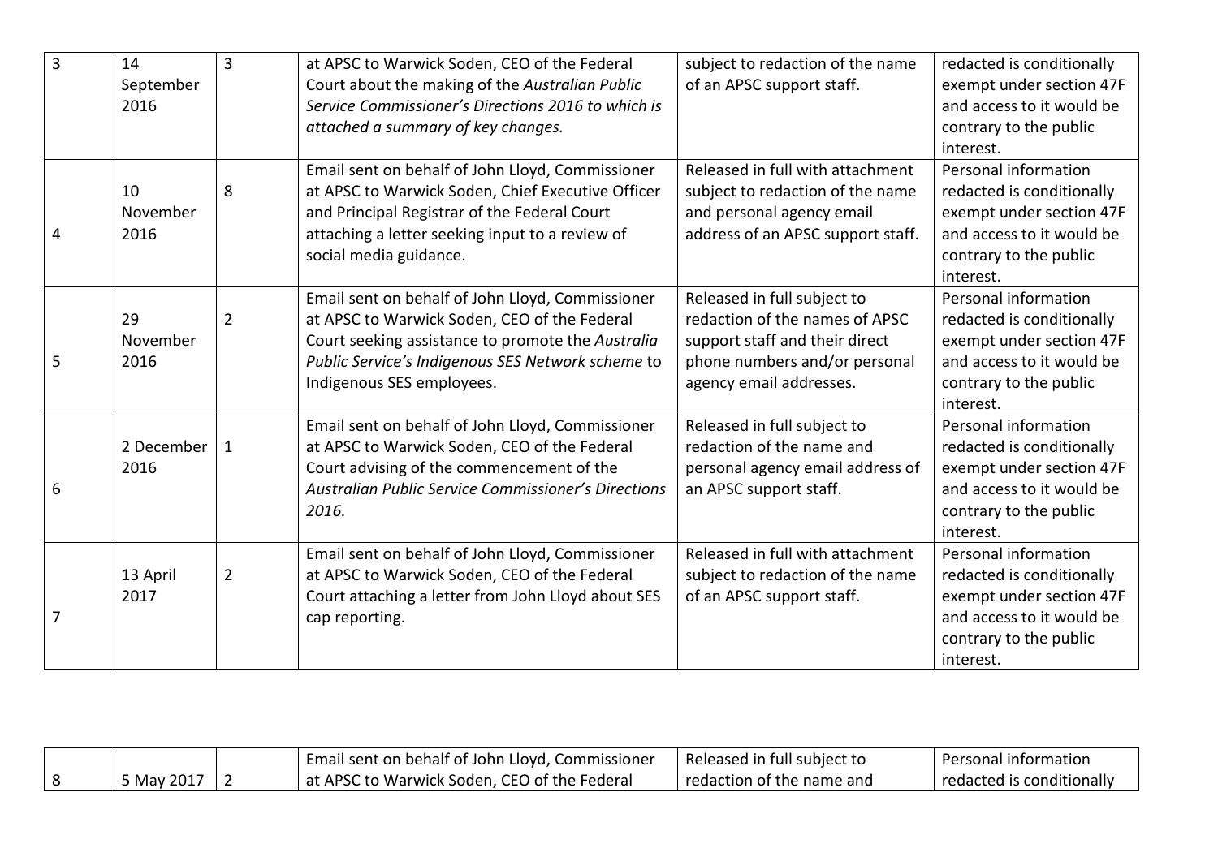| 3 | 14 September 2016 | 3 | at APSC to Warwick Soden, CEO of the Federal Court about the making of the *Australian Public Service Commissioner's Directions 2016 to which is attached a summary of key changes.* | subject to redaction of the name of an APSC support staff. | redacted is conditionally exempt under section 47F and access to it would be contrary to the public interest. |
|---|---|---|---|---|---|
| 4 | 10 November 2016 | 8 | Email sent on behalf of John Lloyd, Commissioner at APSC to Warwick Soden, Chief Executive Officer and Principal Registrar of the Federal Court attaching a letter seeking input to a review of social media guidance. | Released in full with attachment subject to redaction of the name and personal agency email address of an APSC support staff. | Personal information redacted is conditionally exempt under section 47F and access to it would be contrary to the public interest. |
| 5 | 29 November 2016 | 2 | Email sent on behalf of John Lloyd, Commissioner at APSC to Warwick Soden, CEO of the Federal Court seeking assistance to promote the *Australia Public Service's Indigenous SES Network scheme* to Indigenous SES employees. | Released in full subject to redaction of the names of APSC support staff and their direct phone numbers and/or personal agency email addresses. | Personal information redacted is conditionally exempt under section 47F and access to it would be contrary to the public interest. |
| 6 | 2 December 2016 | 1 | Email sent on behalf of John Lloyd, Commissioner at APSC to Warwick Soden, CEO of the Federal Court advising of the commencement of the *Australian Public Service Commissioner's Directions 2016.* | Released in full subject to redaction of the name and personal agency email address of an APSC support staff. | Personal information redacted is conditionally exempt under section 47F and access to it would be contrary to the public interest. |
| 7 | 13 April 2017 | 2 | Email sent on behalf of John Lloyd, Commissioner at APSC to Warwick Soden, CEO of the Federal Court attaching a letter from John Lloyd about SES cap reporting. | Released in full with attachment subject to redaction of the name of an APSC support staff. | Personal information redacted is conditionally exempt under section 47F and access to it would be contrary to the public interest. |
| 8 | 5 May 2017 | 2 | Email sent on behalf of John Lloyd, Commissioner at APSC to Warwick Soden, CEO of the Federal | Released in full subject to redaction of the name and | Personal information redacted is conditionally |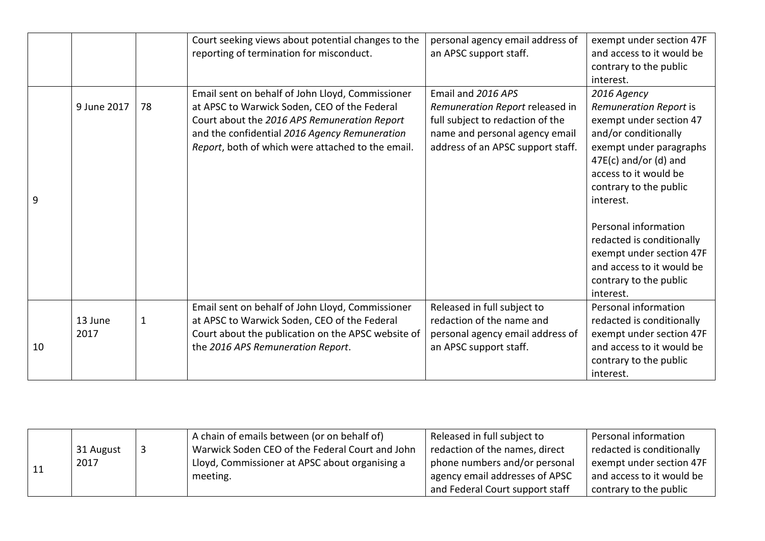| | | | | | |
|---|---|---|---|---|---|
| | | | Court seeking views about potential changes to the reporting of termination for misconduct. | personal agency email address of an APSC support staff. | exempt under section 47F and access to it would be contrary to the public interest. |
| 9 | 9 June 2017 | 78 | Email sent on behalf of John Lloyd, Commissioner at APSC to Warwick Soden, CEO of the Federal Court about the *2016 APS Remuneration Report* and the confidential *2016 Agency Remuneration Report*, both of which were attached to the email. | Email and *2016 APS Remuneration Report* released in full subject to redaction of the name and personal agency email address of an APSC support staff. | *2016 Agency Remuneration Report* is exempt under section 47 and/or conditionally exempt under paragraphs 47E(c) and/or (d) and access to it would be contrary to the public interest.<br><br>Personal information redacted is conditionally exempt under section 47F and access to it would be contrary to the public interest. |
| 10 | 13 June 2017 | 1 | Email sent on behalf of John Lloyd, Commissioner at APSC to Warwick Soden, CEO of the Federal Court about the publication on the APSC website of the *2016 APS Remuneration Report*. | Released in full subject to redaction of the name and personal agency email address of an APSC support staff. | Personal information redacted is conditionally exempt under section 47F and access to it would be contrary to the public interest. |
| 11 | 31 August 2017 | 3 | A chain of emails between (or on behalf of) Warwick Soden CEO of the Federal Court and John Lloyd, Commissioner at APSC about organising a meeting. | Released in full subject to redaction of the names, direct phone numbers and/or personal agency email addresses of APSC and Federal Court support staff | Personal information redacted is conditionally exempt under section 47F and access to it would be contrary to the public |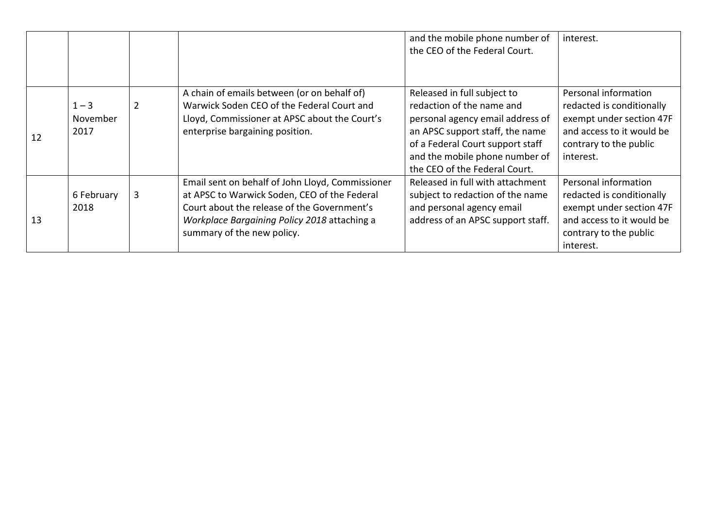| | | | | | |
|---|---|---|---|---|---|
| | | | | and the mobile phone number of the CEO of the Federal Court. | interest. |
| 12 | 1 – 3 November 2017 | 2 | A chain of emails between (or on behalf of) Warwick Soden CEO of the Federal Court and Lloyd, Commissioner at APSC about the Court's enterprise bargaining position. | Released in full subject to redaction of the name and personal agency email address of an APSC support staff, the name of a Federal Court support staff and the mobile phone number of the CEO of the Federal Court. | Personal information redacted is conditionally exempt under section 47F and access to it would be contrary to the public interest. |
| 13 | 6 February 2018 | 3 | Email sent on behalf of John Lloyd, Commissioner at APSC to Warwick Soden, CEO of the Federal Court about the release of the Government's *Workplace Bargaining Policy 2018* attaching a summary of the new policy. | Released in full with attachment subject to redaction of the name and personal agency email address of an APSC support staff. | Personal information redacted is conditionally exempt under section 47F and access to it would be contrary to the public interest. |